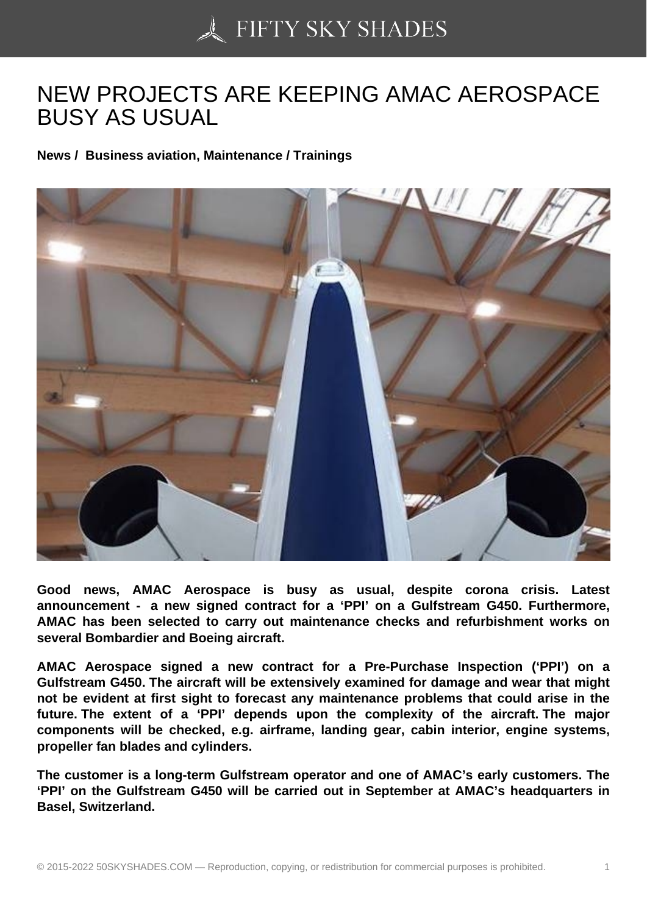# NEW PROJECTS ARE KEEPING AMAC AEROSPACE BUSY AS USUAL

**News / Business aviation, Maintenance / Trainings**

**Good news, AMAC Aerospace is busy as usual, despite corona crisis. Latest announcement - a new signed contract for a 'PPI' on a Gulfstream G450. Furthermore, AMAC has been selected to carry out maintenance checks and refurbishment works on several Bombardier and Boeing aircraft.**

**AMAC Aerospace signed a new contract for a Pre-Purchase Inspection ('PPI') on a Gulfstream G450. The aircraft will be extensively examined for damage and wear that might not be evident at first sight to forecast any maintenance problems that could arise in the future. The extent of a 'PPI' depends upon the complexity of the aircraft. The major components will be checked, e.g. airframe, landing gear, cabin interior, engine systems, propeller fan blades and cylinders.**

**The customer is a long-term Gulfstream operator and one of AMAC's early customers. The 'PPI' on the Gulfstream G450 will be carried out in September at AMAC's headquarters in Basel, Switzerland.**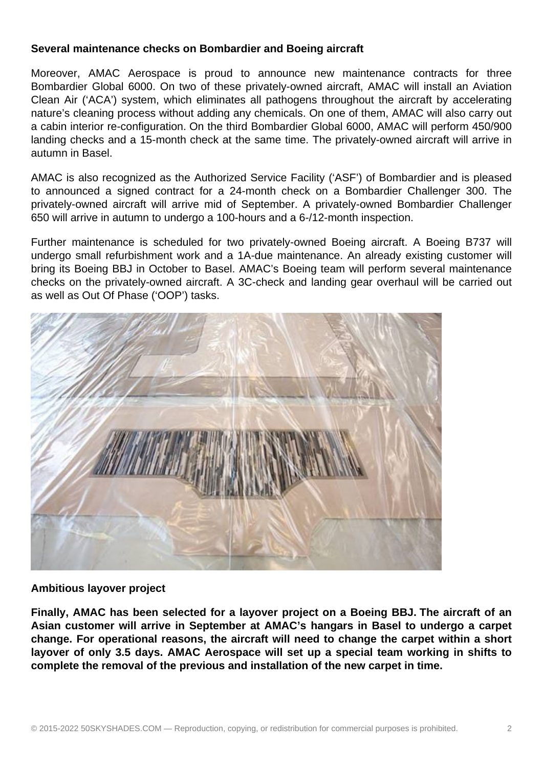**Several maintenance checks on Bombardier and Boeing aircraft**

Moreover, AMAC Aerospace is proud to announce new maintenance contracts for three Bombardier Global 6000. On two of these privately-owned aircraft, AMAC will install an Aviation Clean Air ('ACA') system, which eliminates all pathogens throughout the aircraft by accelerating nature's cleaning process without adding any chemicals. On one of them, AMAC will also carry out a cabin interior re-configuration. On the third Bombardier Global 6000, AMAC will perform 450/900 landing checks and a 15-month check at the same time. The privately-owned aircraft will arrive in autumn in Basel.

AMAC is also recognized as the Authorized Service Facility ('ASF') of Bombardier and is pleased to announced a signed contract for a 24-month check on a Bombardier Challenger 300. The privately-owned aircraft will arrive mid of September. A privately-owned Bombardier Challenger 650 will arrive in autumn to undergo a 100-hours and a 6-/12-month inspection.

Further maintenance is scheduled for two privately-owned Boeing aircraft. A Boeing B737 will undergo small refurbishment work and a 1A-due maintenance. An already existing customer will bring its Boeing BBJ in October to Basel. AMAC's Boeing team will perform several maintenance checks on the privately-owned aircraft. A 3C-check and landing gear overhaul will be carried out as well as Out Of Phase ('OOP') tasks.

**Ambitious layover project**

**Finally, AMAC has been selected for a layover project on a Boeing BBJ. The aircraft of an Asian customer will arrive in September at AMAC's hangars in Basel to undergo a carpet change. For operational reasons, the aircraft will need to change the carpet within a short layover of only 3.5 days. AMAC Aerospace will set up a special team working in shifts to complete the removal of the previous and installation of the new carpet in time.**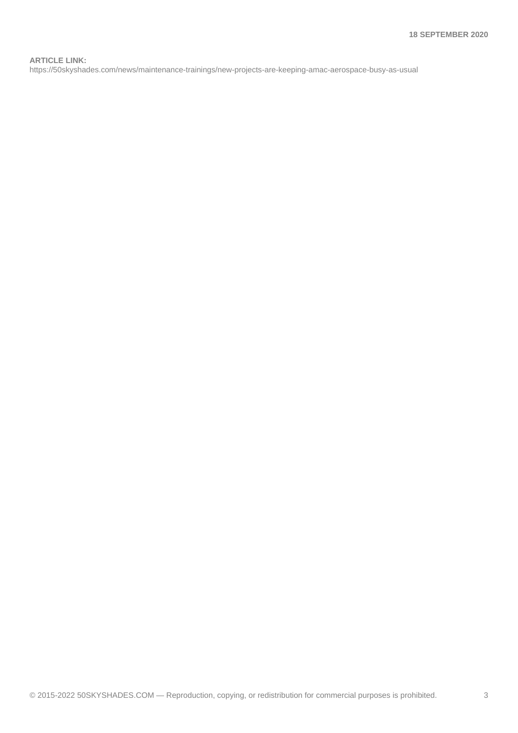**ARTICLE LINK:**
https://50skyshades.com/news/maintenance-trainings/new-projects-are-keeping-amac-aerospace-busy-as-usual